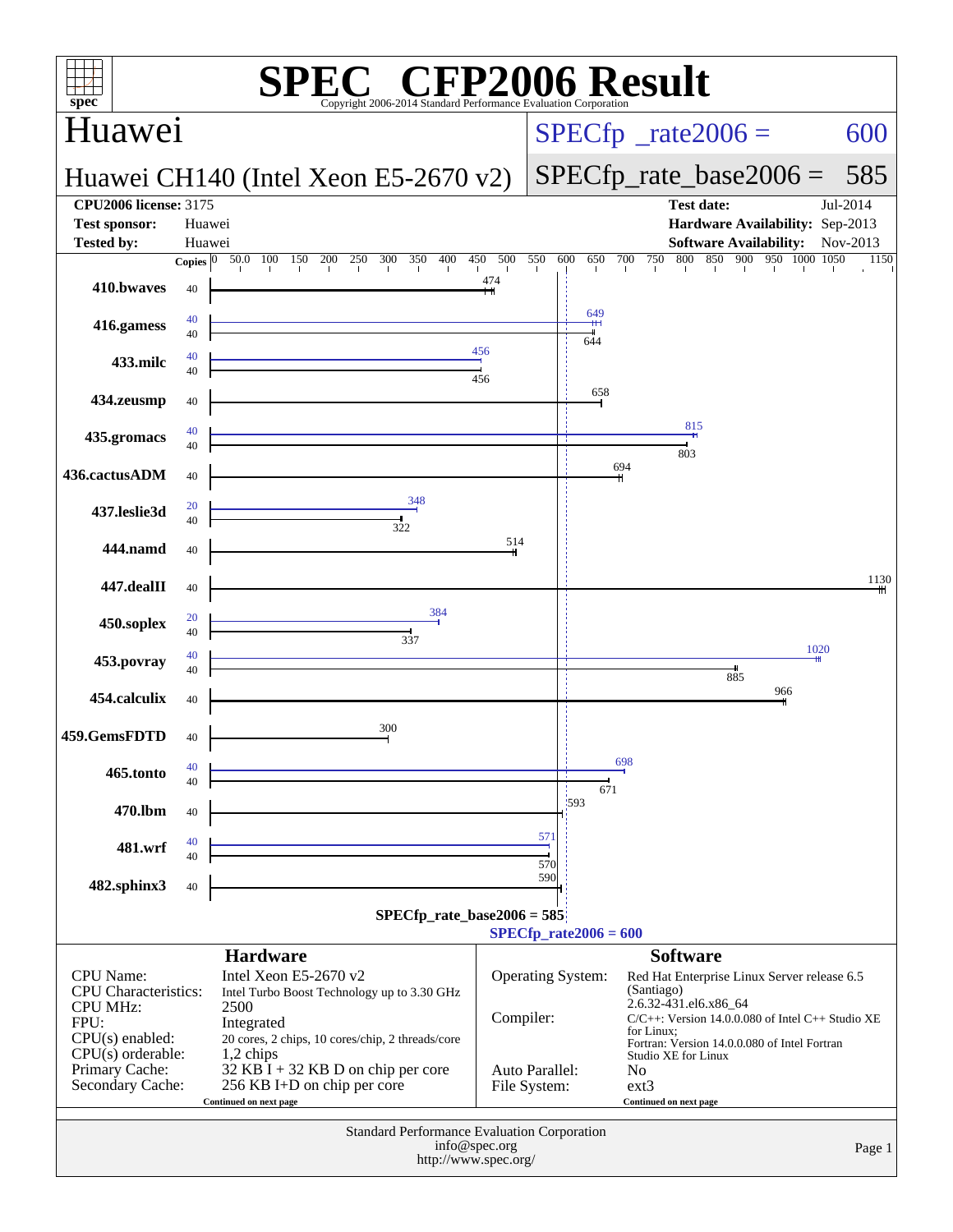# SPEC CFP2006 Result

Copyright 2006-2014 Standard Performance Evaluation Corporation

## Huawei

**Huawei CH140 (Intel Xeon E5-2670 v2)**

SPECfp_rate2006 = 600

SPECfp_rate_base2006 = 585

| | | | |
|---|---|---|---|
| **CPU2006 license:** 3175 | | **Test date:** | Jul-2014 |
| **Test sponsor:** | Huawei | **Hardware Availability:** | Sep-2013 |
| **Tested by:** | Huawei | **Software Availability:** | Nov-2013 |

| Benchmark | Copies (peak) | Peak | Copies (base) | Base |
|---|---|---|---|---|
| 410.bwaves | | | 40 | 474 |
| 416.gamess | 40 | 649 | 40 | 644 |
| 433.milc | 40 | 456 | 40 | 456 |
| 434.zeusmp | | | 40 | 658 |
| 435.gromacs | 40 | 815 | 40 | 803 |
| 436.cactusADM | | | 40 | 694 |
| 437.leslie3d | 20 | 348 | 40 | 322 |
| 444.namd | | | 40 | 514 |
| 447.dealII | | | 40 | 1130 |
| 450.soplex | 20 | 384 | 40 | 337 |
| 453.povray | 40 | 1020 | 40 | 885 |
| 454.calculix | | | 40 | 966 |
| 459.GemsFDTD | | | 40 | 300 |
| 465.tonto | 40 | 698 | 40 | 671 |
| 470.lbm | | | 40 | 593 |
| 481.wrf | 40 | 571 | 40 | 570 |
| 482.sphinx3 | | | 40 | 590 |

SPECfp_rate_base2006 = 585

SPECfp_rate2006 = 600

### Hardware

| | |
|---|---|
| CPU Name: | Intel Xeon E5-2670 v2 |
| CPU Characteristics: | Intel Turbo Boost Technology up to 3.30 GHz |
| CPU MHz: | 2500 |
| FPU: | Integrated |
| CPU(s) enabled: | 20 cores, 2 chips, 10 cores/chip, 2 threads/core |
| CPU(s) orderable: | 1,2 chips |
| Primary Cache: | 32 KB I + 32 KB D on chip per core |
| Secondary Cache: | 256 KB I+D on chip per core |

Continued on next page

### Software

| | |
|---|---|
| Operating System: | Red Hat Enterprise Linux Server release 6.5 (Santiago) 2.6.32-431.el6.x86_64 |
| Compiler: | C/C++: Version 14.0.0.080 of Intel C++ Studio XE for Linux; Fortran: Version 14.0.0.080 of Intel Fortran Studio XE for Linux |
| Auto Parallel: | No |
| File System: | ext3 |

Continued on next page

Standard Performance Evaluation Corporation
info@spec.org
http://www.spec.org/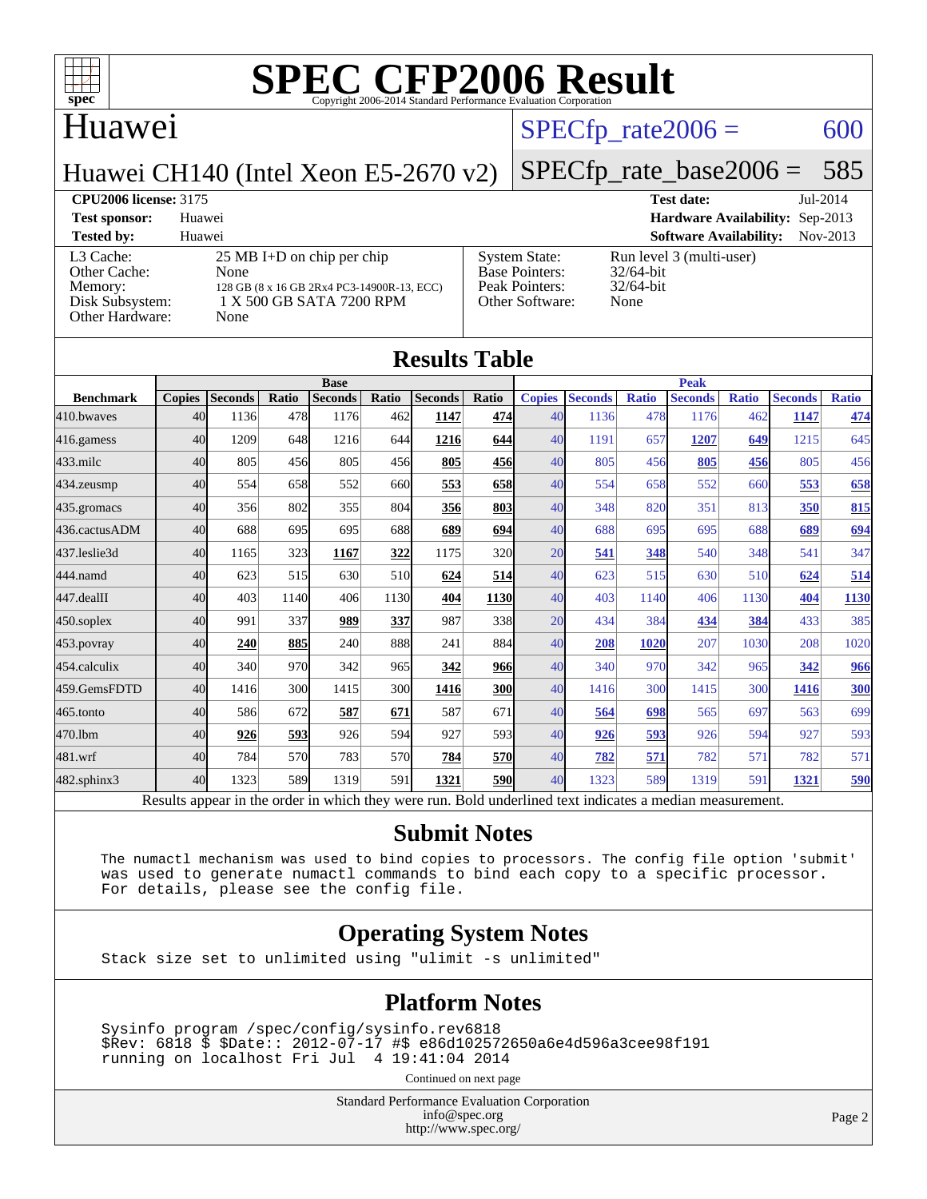# SPEC CFP2006 Result

Copyright 2006-2014 Standard Performance Evaluation Corporation

## Huawei

Huawei CH140 (Intel Xeon E5-2670 v2)

SPECfp_rate2006 = 600

SPECfp_rate_base2006 = 585

| | | | |
|---|---|---|---|
| **CPU2006 license:** 3175 | | **Test date:** | Jul-2014 |
| **Test sponsor:** | Huawei | **Hardware Availability:** | Sep-2013 |
| **Tested by:** | Huawei | **Software Availability:** | Nov-2013 |

| | | | |
|---|---|---|---|
| L3 Cache: | 25 MB I+D on chip per chip | System State: | Run level 3 (multi-user) |
| Other Cache: | None | Base Pointers: | 32/64-bit |
| Memory: | 128 GB (8 x 16 GB 2Rx4 PC3-14900R-13, ECC) | Peak Pointers: | 32/64-bit |
| Disk Subsystem: | 1 X 500 GB SATA 7200 RPM | Other Software: | None |
| Other Hardware: | None | | |

## Results Table

| Benchmark | Base | | | | | | | Peak | | | | | | |
|---|---|---|---|---|---|---|---|---|---|---|---|---|---|---|
| | Copies | Seconds | Ratio | Seconds | Ratio | Seconds | Ratio | Copies | Seconds | Ratio | Seconds | Ratio | Seconds | Ratio |
| 410.bwaves | 40 | 1136 | 478 | 1176 | 462 | **1147** | **474** | 40 | 1136 | 478 | 1176 | 462 | **1147** | **474** |
| 416.gamess | 40 | 1209 | 648 | 1216 | 644 | **1216** | **644** | 40 | 1191 | 657 | **1207** | **649** | 1215 | 645 |
| 433.milc | 40 | 805 | 456 | 805 | 456 | **805** | **456** | 40 | 805 | 456 | **805** | **456** | 805 | 456 |
| 434.zeusmp | 40 | 554 | 658 | 552 | 660 | **553** | **658** | 40 | 554 | 658 | 552 | 660 | **553** | **658** |
| 435.gromacs | 40 | 356 | 802 | 355 | 804 | **356** | **803** | 40 | 348 | 820 | 351 | 813 | **350** | **815** |
| 436.cactusADM | 40 | 688 | 695 | 695 | 688 | **689** | **694** | 40 | 688 | 695 | 695 | 688 | **689** | **694** |
| 437.leslie3d | 40 | 1165 | 323 | **1167** | **322** | 1175 | 320 | 20 | **541** | **348** | 540 | 348 | 541 | 347 |
| 444.namd | 40 | 623 | 515 | 630 | 510 | **624** | **514** | 40 | 623 | 515 | 630 | 510 | **624** | **514** |
| 447.dealII | 40 | 403 | 1140 | 406 | 1130 | **404** | **1130** | 40 | 403 | 1140 | 406 | 1130 | **404** | **1130** |
| 450.soplex | 40 | 991 | 337 | **989** | **337** | 987 | 338 | 20 | 434 | 384 | **434** | **384** | 433 | 385 |
| 453.povray | 40 | **240** | **885** | 240 | 888 | 241 | 884 | 40 | **208** | **1020** | 207 | 1030 | 208 | 1020 |
| 454.calculix | 40 | 340 | 970 | 342 | 965 | **342** | **966** | 40 | 340 | 970 | 342 | 965 | **342** | **966** |
| 459.GemsFDTD | 40 | 1416 | 300 | 1415 | 300 | **1416** | **300** | 40 | 1416 | 300 | 1415 | 300 | **1416** | **300** |
| 465.tonto | 40 | 586 | 672 | **587** | **671** | 587 | 671 | 40 | **564** | **698** | 565 | 697 | 563 | 699 |
| 470.lbm | 40 | **926** | **593** | 926 | 594 | 927 | 593 | 40 | **926** | **593** | 926 | 594 | 927 | 593 |
| 481.wrf | 40 | 784 | 570 | 783 | 570 | **784** | **570** | 40 | **782** | **571** | 782 | 571 | 782 | 571 |
| 482.sphinx3 | 40 | 1323 | 589 | 1319 | 591 | **1321** | **590** | 40 | 1323 | 589 | 1319 | 591 | **1321** | **590** |

Results appear in the order in which they were run. Bold underlined text indicates a median measurement.

## Submit Notes

```
The numactl mechanism was used to bind copies to processors. The config file option 'submit'
was used to generate numactl commands to bind each copy to a specific processor.
For details, please see the config file.
```

## Operating System Notes

```
Stack size set to unlimited using "ulimit -s unlimited"
```

## Platform Notes

```
Sysinfo program /spec/config/sysinfo.rev6818
$Rev: 6818 $ $Date:: 2012-07-17 #$ e86d102572650a6e4d596a3cee98f191
running on localhost Fri Jul  4 19:41:04 2014
```

Continued on next page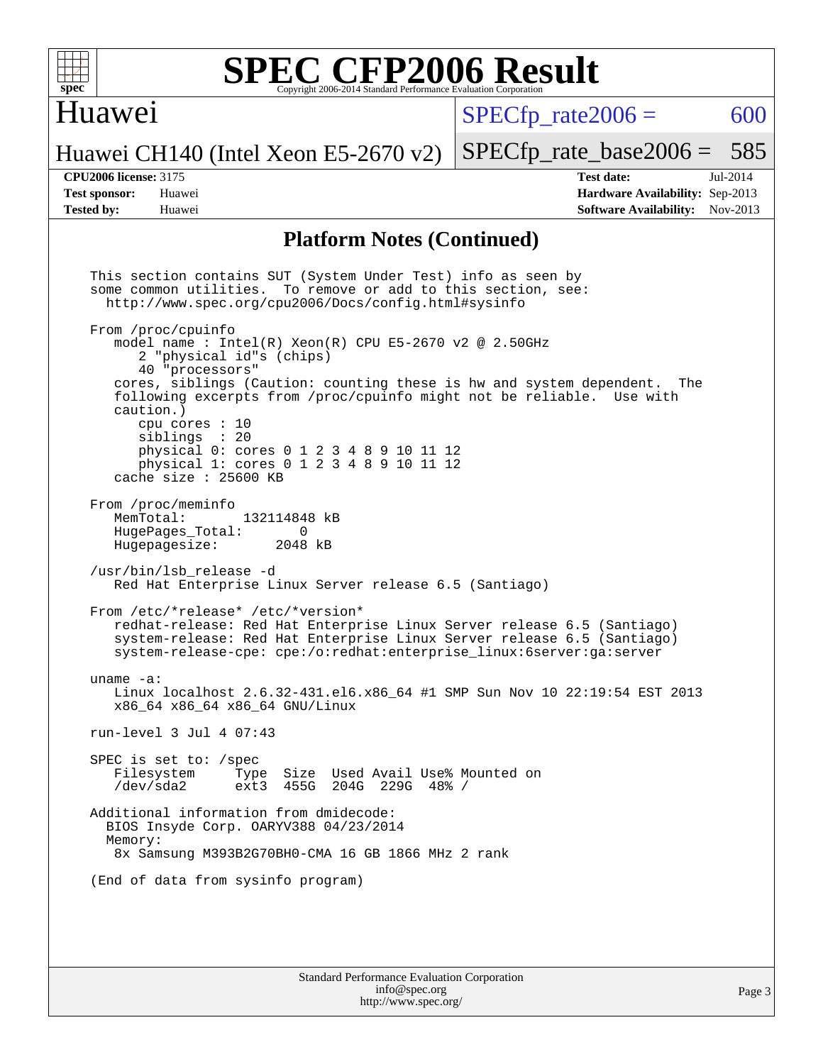# SPEC CFP2006 Result

Copyright 2006-2014 Standard Performance Evaluation Corporation

## Huawei

Huawei CH140 (Intel Xeon E5-2670 v2)

SPECfp_rate2006 = 600

SPECfp_rate_base2006 = 585

**CPU2006 license:** 3175
**Test sponsor:** Huawei
**Tested by:** Huawei

**Test date:** Jul-2014
**Hardware Availability:** Sep-2013
**Software Availability:** Nov-2013

### Platform Notes (Continued)

```
This section contains SUT (System Under Test) info as seen by
some common utilities.  To remove or add to this section, see:
  http://www.spec.org/cpu2006/Docs/config.html#sysinfo

From /proc/cpuinfo
   model name : Intel(R) Xeon(R) CPU E5-2670 v2 @ 2.50GHz
      2 "physical id"s (chips)
      40 "processors"
   cores, siblings (Caution: counting these is hw and system dependent.  The
   following excerpts from /proc/cpuinfo might not be reliable.  Use with
   caution.)
      cpu cores : 10
      siblings  : 20
      physical 0: cores 0 1 2 3 4 8 9 10 11 12
      physical 1: cores 0 1 2 3 4 8 9 10 11 12
   cache size : 25600 KB

From /proc/meminfo
   MemTotal:       132114848 kB
   HugePages_Total:       0
   Hugepagesize:       2048 kB

/usr/bin/lsb_release -d
   Red Hat Enterprise Linux Server release 6.5 (Santiago)

From /etc/*release* /etc/*version*
   redhat-release: Red Hat Enterprise Linux Server release 6.5 (Santiago)
   system-release: Red Hat Enterprise Linux Server release 6.5 (Santiago)
   system-release-cpe: cpe:/o:redhat:enterprise_linux:6server:ga:server

uname -a:
   Linux localhost 2.6.32-431.el6.x86_64 #1 SMP Sun Nov 10 22:19:54 EST 2013
   x86_64 x86_64 x86_64 GNU/Linux

run-level 3 Jul 4 07:43

SPEC is set to: /spec
   Filesystem     Type  Size  Used Avail Use% Mounted on
   /dev/sda2      ext3  455G  204G  229G  48% /

Additional information from dmidecode:
  BIOS Insyde Corp. OARYV388 04/23/2014
  Memory:
   8x Samsung M393B2G70BH0-CMA 16 GB 1866 MHz 2 rank

(End of data from sysinfo program)
```

Standard Performance Evaluation Corporation
info@spec.org
http://www.spec.org/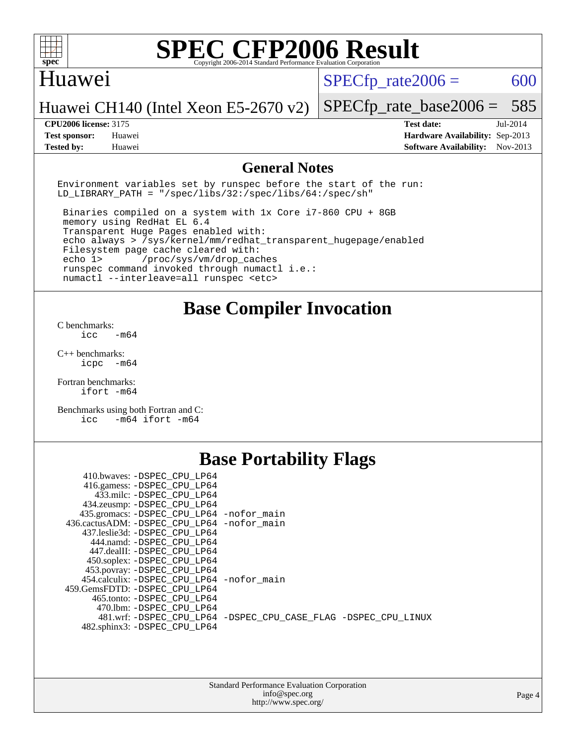# SPEC CFP2006 Result

Copyright 2006-2014 Standard Performance Evaluation Corporation

## Huawei

Huawei CH140 (Intel Xeon E5-2670 v2)

SPECfp_rate2006 = 600

SPECfp_rate_base2006 = 585

| | | | |
|---|---|---|---|
| **CPU2006 license:** | 3175 | **Test date:** | Jul-2014 |
| **Test sponsor:** | Huawei | **Hardware Availability:** | Sep-2013 |
| **Tested by:** | Huawei | **Software Availability:** | Nov-2013 |

## General Notes

```
Environment variables set by runspec before the start of the run:
LD_LIBRARY_PATH = "/spec/libs/32:/spec/libs/64:/spec/sh"

 Binaries compiled on a system with 1x Core i7-860 CPU + 8GB
 memory using RedHat EL 6.4
 Transparent Huge Pages enabled with:
 echo always > /sys/kernel/mm/redhat_transparent_hugepage/enabled
 Filesystem page cache cleared with:
 echo 1>       /proc/sys/vm/drop_caches
 runspec command invoked through numactl i.e.:
 numactl --interleave=all runspec <etc>
```

## Base Compiler Invocation

C benchmarks:
```
icc   -m64
```

C++ benchmarks:
```
icpc  -m64
```

Fortran benchmarks:
```
ifort -m64
```

Benchmarks using both Fortran and C:
```
icc   -m64 ifort -m64
```

## Base Portability Flags

| Benchmark | Flags |
|---|---|
| 410.bwaves: | -DSPEC_CPU_LP64 |
| 416.gamess: | -DSPEC_CPU_LP64 |
| 433.milc: | -DSPEC_CPU_LP64 |
| 434.zeusmp: | -DSPEC_CPU_LP64 |
| 435.gromacs: | -DSPEC_CPU_LP64 -nofor_main |
| 436.cactusADM: | -DSPEC_CPU_LP64 -nofor_main |
| 437.leslie3d: | -DSPEC_CPU_LP64 |
| 444.namd: | -DSPEC_CPU_LP64 |
| 447.dealII: | -DSPEC_CPU_LP64 |
| 450.soplex: | -DSPEC_CPU_LP64 |
| 453.povray: | -DSPEC_CPU_LP64 |
| 454.calculix: | -DSPEC_CPU_LP64 -nofor_main |
| 459.GemsFDTD: | -DSPEC_CPU_LP64 |
| 465.tonto: | -DSPEC_CPU_LP64 |
| 470.lbm: | -DSPEC_CPU_LP64 |
| 481.wrf: | -DSPEC_CPU_LP64 -DSPEC_CPU_CASE_FLAG -DSPEC_CPU_LINUX |
| 482.sphinx3: | -DSPEC_CPU_LP64 |

Standard Performance Evaluation Corporation
info@spec.org
http://www.spec.org/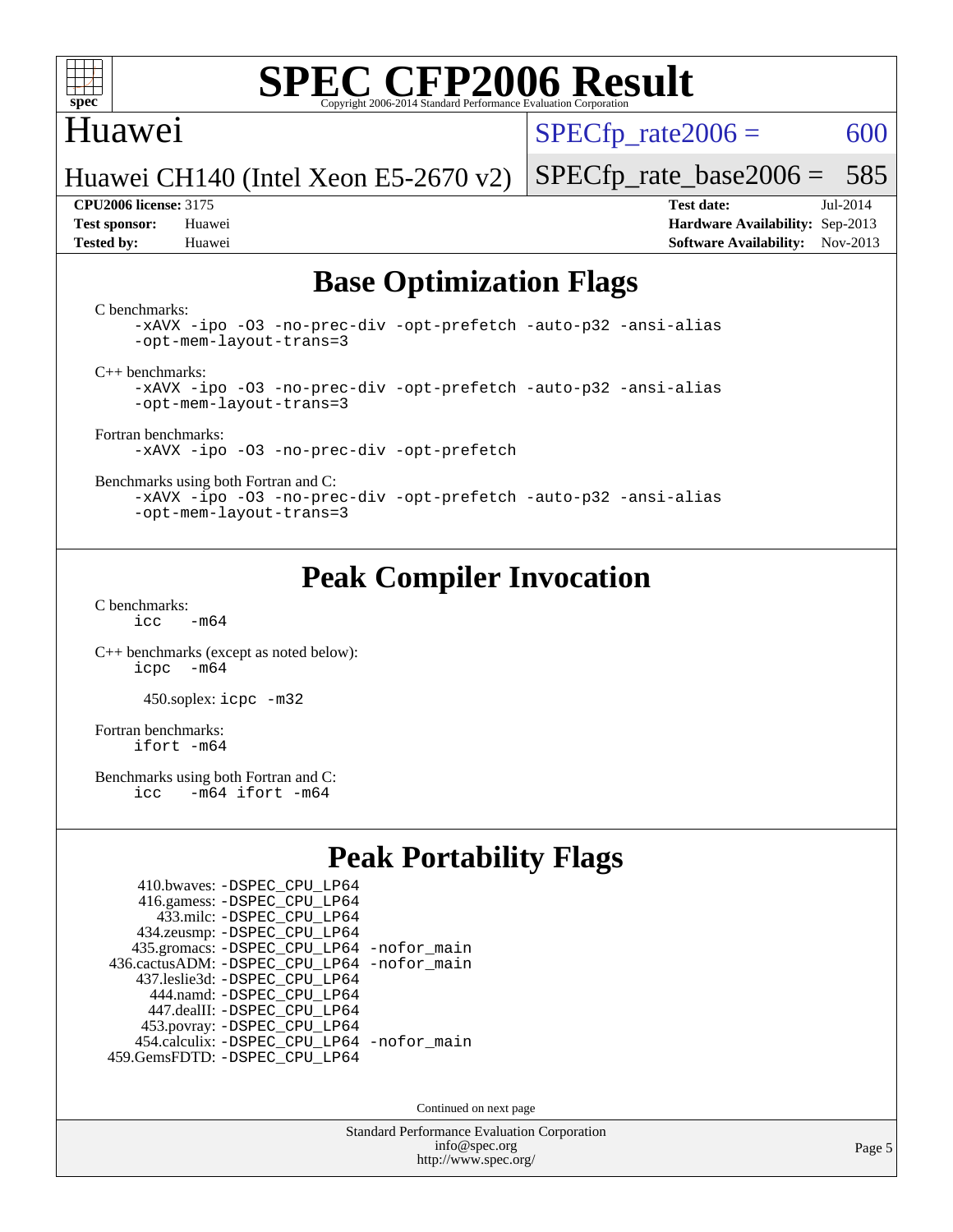# SPEC CFP2006 Result

Copyright 2006-2014 Standard Performance Evaluation Corporation

Huawei

Huawei CH140 (Intel Xeon E5-2670 v2)

SPECfp_rate2006 = 600

SPECfp_rate_base2006 = 585

**CPU2006 license:** 3175
**Test sponsor:** Huawei
**Tested by:** Huawei

**Test date:** Jul-2014
**Hardware Availability:** Sep-2013
**Software Availability:** Nov-2013

## Base Optimization Flags

C benchmarks:

```
-xAVX -ipo -O3 -no-prec-div -opt-prefetch -auto-p32 -ansi-alias
-opt-mem-layout-trans=3
```

C++ benchmarks:

```
-xAVX -ipo -O3 -no-prec-div -opt-prefetch -auto-p32 -ansi-alias
-opt-mem-layout-trans=3
```

Fortran benchmarks:

```
-xAVX -ipo -O3 -no-prec-div -opt-prefetch
```

Benchmarks using both Fortran and C:

```
-xAVX -ipo -O3 -no-prec-div -opt-prefetch -auto-p32 -ansi-alias
-opt-mem-layout-trans=3
```

## Peak Compiler Invocation

C benchmarks:

```
icc   -m64
```

C++ benchmarks (except as noted below):

```
icpc  -m64
```

450.soplex: `icpc -m32`

Fortran benchmarks:

```
ifort -m64
```

Benchmarks using both Fortran and C:

```
icc   -m64 ifort -m64
```

## Peak Portability Flags

```
    410.bwaves: -DSPEC_CPU_LP64
    416.gamess: -DSPEC_CPU_LP64
      433.milc: -DSPEC_CPU_LP64
    434.zeusmp: -DSPEC_CPU_LP64
   435.gromacs: -DSPEC_CPU_LP64 -nofor_main
436.cactusADM: -DSPEC_CPU_LP64 -nofor_main
   437.leslie3d: -DSPEC_CPU_LP64
      444.namd: -DSPEC_CPU_LP64
    447.dealII: -DSPEC_CPU_LP64
    453.povray: -DSPEC_CPU_LP64
   454.calculix: -DSPEC_CPU_LP64 -nofor_main
 459.GemsFDTD: -DSPEC_CPU_LP64
```

Continued on next page

Standard Performance Evaluation Corporation
info@spec.org
http://www.spec.org/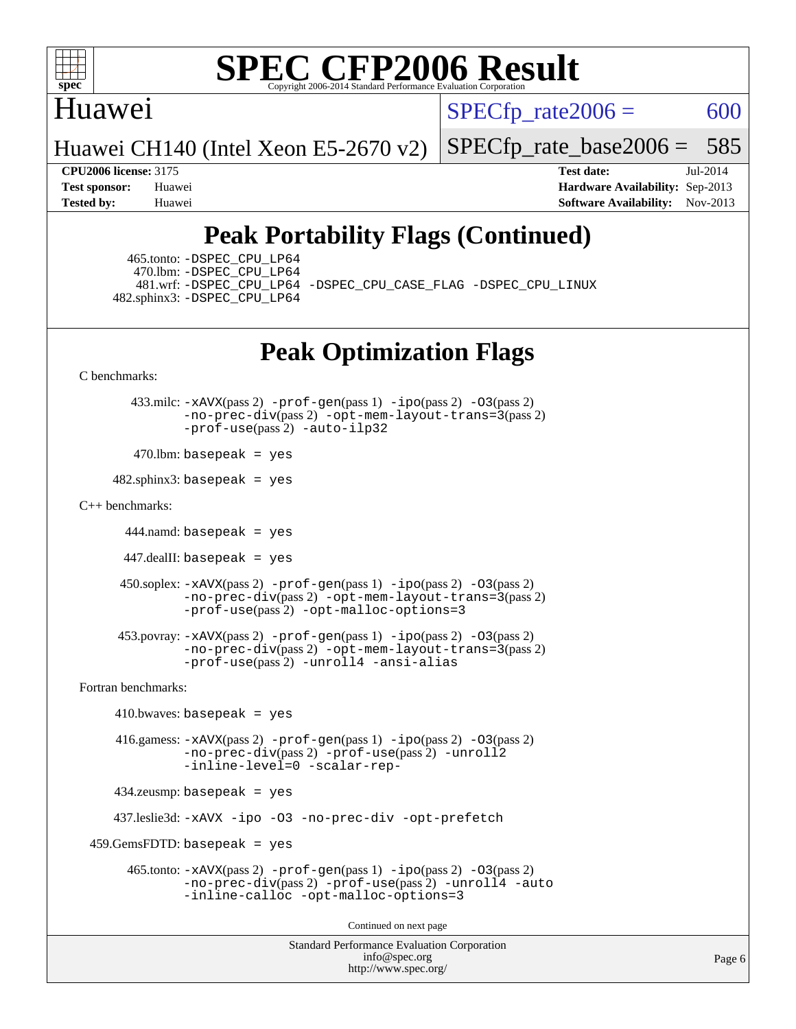# SPEC CFP2006 Result

Copyright 2006-2014 Standard Performance Evaluation Corporation

## Huawei

Huawei CH140 (Intel Xeon E5-2670 v2)

SPECfp_rate2006 = 600

SPECfp_rate_base2006 = 585

**CPU2006 license:** 3175
**Test sponsor:** Huawei
**Tested by:** Huawei

**Test date:** Jul-2014
**Hardware Availability:** Sep-2013
**Software Availability:** Nov-2013

## Peak Portability Flags (Continued)

465.tonto: -DSPEC_CPU_LP64
470.lbm: -DSPEC_CPU_LP64
481.wrf: -DSPEC_CPU_LP64 -DSPEC_CPU_CASE_FLAG -DSPEC_CPU_LINUX
482.sphinx3: -DSPEC_CPU_LP64

## Peak Optimization Flags

C benchmarks:

433.milc: -xAVX(pass 2) -prof-gen(pass 1) -ipo(pass 2) -O3(pass 2) -no-prec-div(pass 2) -opt-mem-layout-trans=3(pass 2) -prof-use(pass 2) -auto-ilp32

470.lbm: basepeak = yes

482.sphinx3: basepeak = yes

C++ benchmarks:

444.namd: basepeak = yes

447.dealII: basepeak = yes

450.soplex: -xAVX(pass 2) -prof-gen(pass 1) -ipo(pass 2) -O3(pass 2) -no-prec-div(pass 2) -opt-mem-layout-trans=3(pass 2) -prof-use(pass 2) -opt-malloc-options=3

453.povray: -xAVX(pass 2) -prof-gen(pass 1) -ipo(pass 2) -O3(pass 2) -no-prec-div(pass 2) -opt-mem-layout-trans=3(pass 2) -prof-use(pass 2) -unroll4 -ansi-alias

Fortran benchmarks:

410.bwaves: basepeak = yes

416.gamess: -xAVX(pass 2) -prof-gen(pass 1) -ipo(pass 2) -O3(pass 2) -no-prec-div(pass 2) -prof-use(pass 2) -unroll2 -inline-level=0 -scalar-rep-

434.zeusmp: basepeak = yes

437.leslie3d: -xAVX -ipo -O3 -no-prec-div -opt-prefetch

459.GemsFDTD: basepeak = yes

465.tonto: -xAVX(pass 2) -prof-gen(pass 1) -ipo(pass 2) -O3(pass 2) -no-prec-div(pass 2) -prof-use(pass 2) -unroll4 -auto -inline-calloc -opt-malloc-options=3

Continued on next page

Standard Performance Evaluation Corporation
info@spec.org
http://www.spec.org/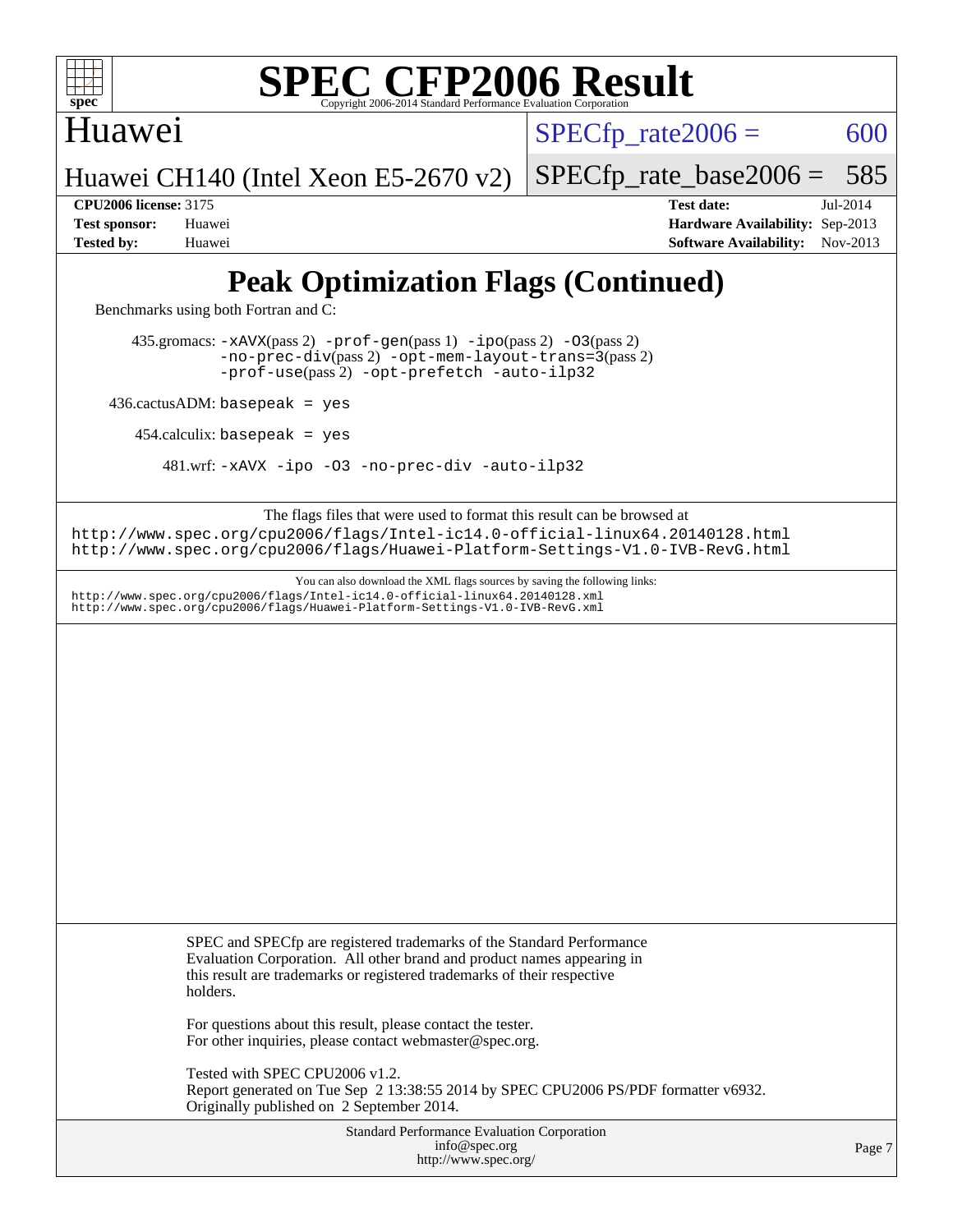## Peak Optimization Flags (Continued)

Benchmarks using both Fortran and C:

435.gromacs: -xAVX(pass 2) -prof-gen(pass 1) -ipo(pass 2) -O3(pass 2)
-no-prec-div(pass 2) -opt-mem-layout-trans=3(pass 2)
-prof-use(pass 2) -opt-prefetch -auto-ilp32

436.cactusADM: basepeak = yes

454.calculix: basepeak = yes

481.wrf: -xAVX -ipo -O3 -no-prec-div -auto-ilp32

The flags files that were used to format this result can be browsed at
http://www.spec.org/cpu2006/flags/Intel-ic14.0-official-linux64.20140128.html
http://www.spec.org/cpu2006/flags/Huawei-Platform-Settings-V1.0-IVB-RevG.html

You can also download the XML flags sources by saving the following links:
http://www.spec.org/cpu2006/flags/Intel-ic14.0-official-linux64.20140128.xml
http://www.spec.org/cpu2006/flags/Huawei-Platform-Settings-V1.0-IVB-RevG.xml

SPEC and SPECfp are registered trademarks of the Standard Performance Evaluation Corporation. All other brand and product names appearing in this result are trademarks or registered trademarks of their respective holders.

For questions about this result, please contact the tester.
For other inquiries, please contact webmaster@spec.org.

Tested with SPEC CPU2006 v1.2.
Report generated on Tue Sep 2 13:38:55 2014 by SPEC CPU2006 PS/PDF formatter v6932.
Originally published on 2 September 2014.